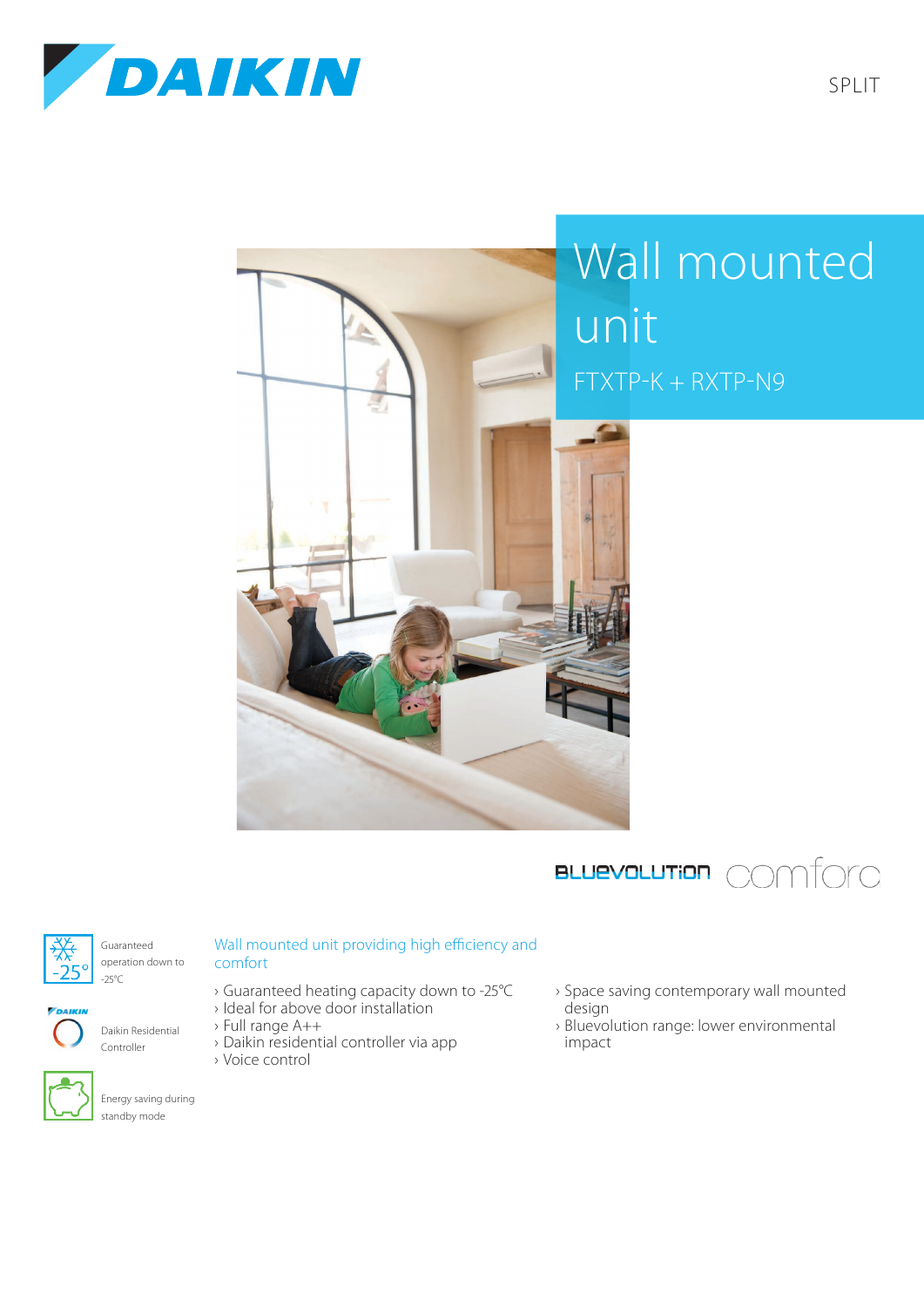DAIKIN

SPLIT

# Wall mounted unit

FTXTP-K + RXTP-N9

BLUEVOLUTION comfora

-25° Guaranteed operation down to -25°C

Daikin Residential Controller

Energy saving during standby mode

## Wall mounted unit providing high efficiency and comfort

- Guaranteed heating capacity down to -25°C
- Ideal for above door installation
- Full range A++
- Daikin residential controller via app
- Voice control
- Space saving contemporary wall mounted design
- Bluevolution range: lower environmental impact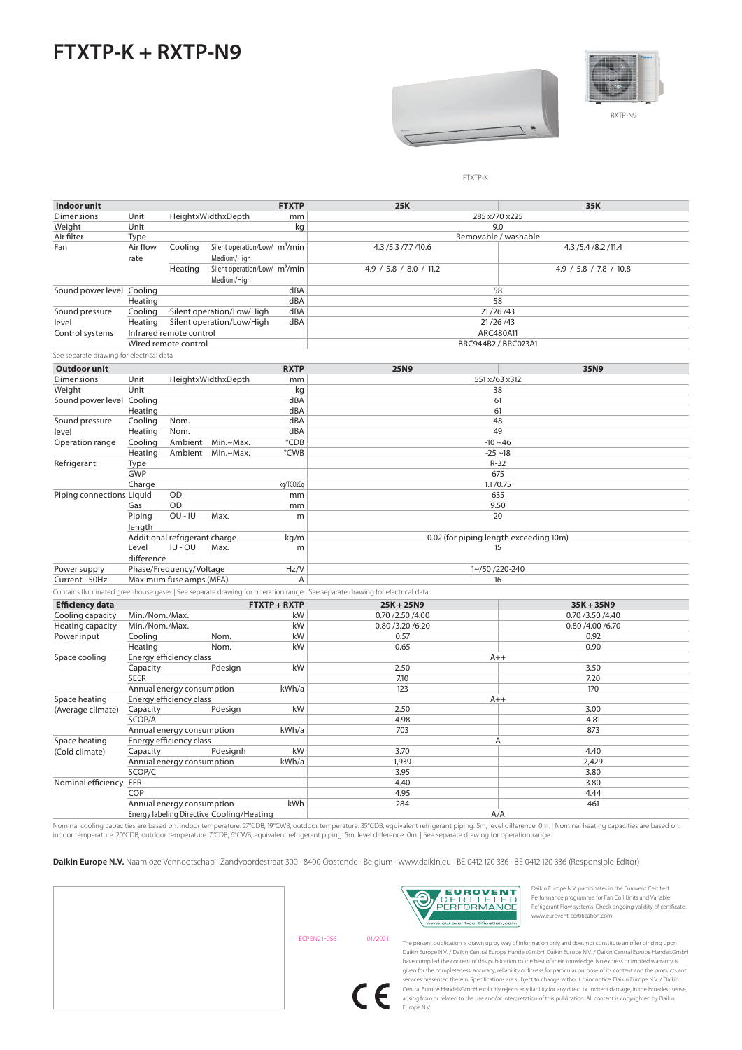# FTXTP-K + RXTP-N9

RXTP-N9

FTXTP-K

| Indoor unit | | | | FTXTP | 25K | 35K |
|---|---|---|---|---|---|---|
| Dimensions | Unit | HeightxWidthxDepth | | mm | 285 x770 x225 | |
| Weight | Unit | | | kg | 9.0 | |
| Air filter | Type | | | | Removable / washable | |
| Fan | Air flow rate | Cooling | Silent operation/Low/ Medium/High | $m^3/min$ | 4.3 /5.3 /7.7 /10.6 | 4.3 /5.4 /8.2 /11.4 |
| | | Heating | Silent operation/Low/ Medium/High | $m^3/min$ | 4.9 / 5.8 / 8.0 / 11.2 | 4.9 / 5.8 / 7.8 / 10.8 |
| Sound power level | Cooling | | | dBA | 58 | |
| | Heating | | | dBA | 58 | |
| Sound pressure level | Cooling | Silent operation/Low/High | | dBA | 21 /26 /43 | |
| | Heating | Silent operation/Low/High | | dBA | 21 /26 /43 | |
| Control systems | Infrared remote control | | | | ARC480A11 | |
| | Wired remote control | | | | BRC944B2 / BRC073A1 | |

See separate drawing for electrical data

| Outdoor unit | | | | RXTP | 25N9 | 35N9 |
|---|---|---|---|---|---|---|
| Dimensions | Unit | HeightxWidthxDepth | | mm | 551 x763 x312 | |
| Weight | Unit | | | kg | 38 | |
| Sound power level | Cooling | | | dBA | 61 | |
| | Heating | | | dBA | 61 | |
| Sound pressure level | Cooling | Nom. | | dBA | 48 | |
| | Heating | Nom. | | dBA | 49 | |
| Operation range | Cooling | Ambient | Min.~Max. | °CDB | -10 ~46 | |
| | Heating | Ambient | Min.~Max. | °CWB | -25 ~18 | |
| Refrigerant | Type | | | | R-32 | |
| | GWP | | | | 675 | |
| | Charge | | | kg/TCO2Eq | 1.1 /0.75 | |
| Piping connections | Liquid | OD | | mm | 635 | |
| | Gas | OD | | mm | 9.50 | |
| | Piping length | OU - IU | Max. | m | 20 | |
| | Additional refrigerant charge | | | kg/m | 0.02 (for piping length exceeding 10m) | |
| | Level difference | IU - OU | Max. | m | 15 | |
| Power supply | Phase/Frequency/Voltage | | | Hz/V | 1~/50 /220-240 | |
| Current - 50Hz | Maximum fuse amps (MFA) | | | A | 16 | |

Contains fluorinated greenhouse gases | See separate drawing for operation range | See separate drawing for electrical data

| Efficiency data | | | FTXTP + RXTP | 25K + 25N9 | 35K + 35N9 |
|---|---|---|---|---|---|
| Cooling capacity | Min./Nom./Max. | | kW | 0.70 /2.50 /4.00 | 0.70 /3.50 /4.40 |
| Heating capacity | Min./Nom./Max. | | kW | 0.80 /3.20 /6.20 | 0.80 /4.00 /6.70 |
| Power input | Cooling | Nom. | kW | 0.57 | 0.92 |
| | Heating | Nom. | kW | 0.65 | 0.90 |
| Space cooling | Energy efficiency class | | | A++ | |
| | Capacity | Pdesign | kW | 2.50 | 3.50 |
| | SEER | | | 7.10 | 7.20 |
| | Annual energy consumption | | kWh/a | 123 | 170 |
| Space heating (Average climate) | Energy efficiency class | | | A++ | |
| | Capacity | Pdesign | kW | 2.50 | 3.00 |
| | SCOP/A | | | 4.98 | 4.81 |
| | Annual energy consumption | | kWh/a | 703 | 873 |
| Space heating (Cold climate) | Energy efficiency class | | | A | |
| | Capacity | Pdesignh | kW | 3.70 | 4.40 |
| | Annual energy consumption | | kWh/a | 1,939 | 2,429 |
| | SCOP/C | | | 3.95 | 3.80 |
| Nominal efficiency | EER | | | 4.40 | 3.80 |
| | COP | | | 4.95 | 4.44 |
| | Annual energy consumption | | kWh | 284 | 461 |
| | Energy labeling Directive Cooling/Heating | | | A/A | |

Nominal cooling capacities are based on: indoor temperature: 27°CDB, 19°CWB, outdoor temperature: 35°CDB, equivalent refrigerant piping: 5m, level difference: 0m. | Nominal heating capacities are based on: indoor temperature: 20°CDB, outdoor temperature: 7°CDB, 6°CWB, equivalent refrigerant piping: 5m, level difference: 0m. | See separate drawing for operation range

**Daikin Europe N.V.** Naamloze Vennootschap · Zandvoordestraat 300 · 8400 Oostende · Belgium · www.daikin.eu · BE 0412 120 336 · BE 0412 120 336 (Responsible Editor)

ECPEN21-056 01/2021

Daikin Europe N.V. participates in the Eurovent Certified Performance programme for Fan Coil Units and Variable Refrigerant Flow systems. Check ongoing validity of certificate: www.eurovent-certification.com

The present publication is drawn up by way of information only and does not constitute an offer binding upon Daikin Europe N.V. / Daikin Central Europe HandelsGmbH. Daikin Europe N.V. / Daikin Central Europe HandelsGmbH have compiled the content of this publication to the best of their knowledge. No express or implied warranty is given for the completeness, accuracy, reliability or fitness for particular purpose of its content and the products and services presented therein. Specifications are subject to change without prior notice. Daikin Europe N.V. / Daikin Central Europe HandelsGmbH explicitly rejects any liability for any direct or indirect damage, in the broadest sense, arising from or related to the use and/or interpretation of this publication. All content is copyrighted by Daikin Europe N.V.